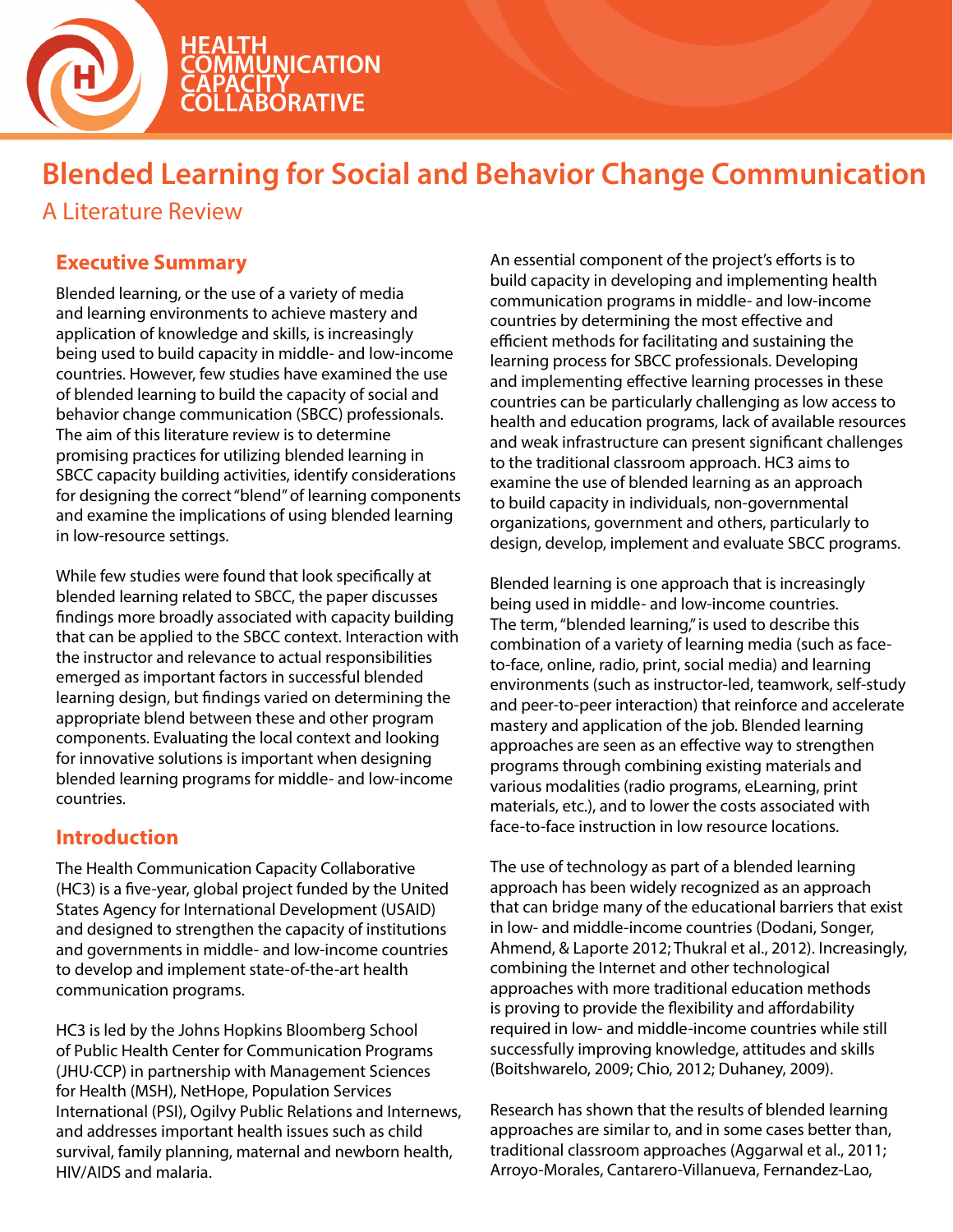HEALTH COMMUNICATION CAPACITY COLLABORATIVE

# Blended Learning for Social and Behavior Change Communication

## A Literature Review

### Executive Summary

Blended learning, or the use of a variety of media and learning environments to achieve mastery and application of knowledge and skills, is increasingly being used to build capacity in middle- and low-income countries. However, few studies have examined the use of blended learning to build the capacity of social and behavior change communication (SBCC) professionals. The aim of this literature review is to determine promising practices for utilizing blended learning in SBCC capacity building activities, identify considerations for designing the correct "blend" of learning components and examine the implications of using blended learning in low-resource settings.

While few studies were found that look specifically at blended learning related to SBCC, the paper discusses findings more broadly associated with capacity building that can be applied to the SBCC context. Interaction with the instructor and relevance to actual responsibilities emerged as important factors in successful blended learning design, but findings varied on determining the appropriate blend between these and other program components. Evaluating the local context and looking for innovative solutions is important when designing blended learning programs for middle- and low-income countries.

### Introduction

The Health Communication Capacity Collaborative (HC3) is a five-year, global project funded by the United States Agency for International Development (USAID) and designed to strengthen the capacity of institutions and governments in middle- and low-income countries to develop and implement state-of-the-art health communication programs.

HC3 is led by the Johns Hopkins Bloomberg School of Public Health Center for Communication Programs (JHU·CCP) in partnership with Management Sciences for Health (MSH), NetHope, Population Services International (PSI), Ogilvy Public Relations and Internews, and addresses important health issues such as child survival, family planning, maternal and newborn health, HIV/AIDS and malaria.

An essential component of the project's efforts is to build capacity in developing and implementing health communication programs in middle- and low-income countries by determining the most effective and efficient methods for facilitating and sustaining the learning process for SBCC professionals. Developing and implementing effective learning processes in these countries can be particularly challenging as low access to health and education programs, lack of available resources and weak infrastructure can present significant challenges to the traditional classroom approach. HC3 aims to examine the use of blended learning as an approach to build capacity in individuals, non-governmental organizations, government and others, particularly to design, develop, implement and evaluate SBCC programs.

Blended learning is one approach that is increasingly being used in middle- and low-income countries. The term, "blended learning," is used to describe this combination of a variety of learning media (such as face-to-face, online, radio, print, social media) and learning environments (such as instructor-led, teamwork, self-study and peer-to-peer interaction) that reinforce and accelerate mastery and application of the job. Blended learning approaches are seen as an effective way to strengthen programs through combining existing materials and various modalities (radio programs, eLearning, print materials, etc.), and to lower the costs associated with face-to-face instruction in low resource locations.

The use of technology as part of a blended learning approach has been widely recognized as an approach that can bridge many of the educational barriers that exist in low- and middle-income countries (Dodani, Songer, Ahmend, & Laporte 2012; Thukral et al., 2012). Increasingly, combining the Internet and other technological approaches with more traditional education methods is proving to provide the flexibility and affordability required in low- and middle-income countries while still successfully improving knowledge, attitudes and skills (Boitshwarelo, 2009; Chio, 2012; Duhaney, 2009).

Research has shown that the results of blended learning approaches are similar to, and in some cases better than, traditional classroom approaches (Aggarwal et al., 2011; Arroyo-Morales, Cantarero-Villanueva, Fernandez-Lao,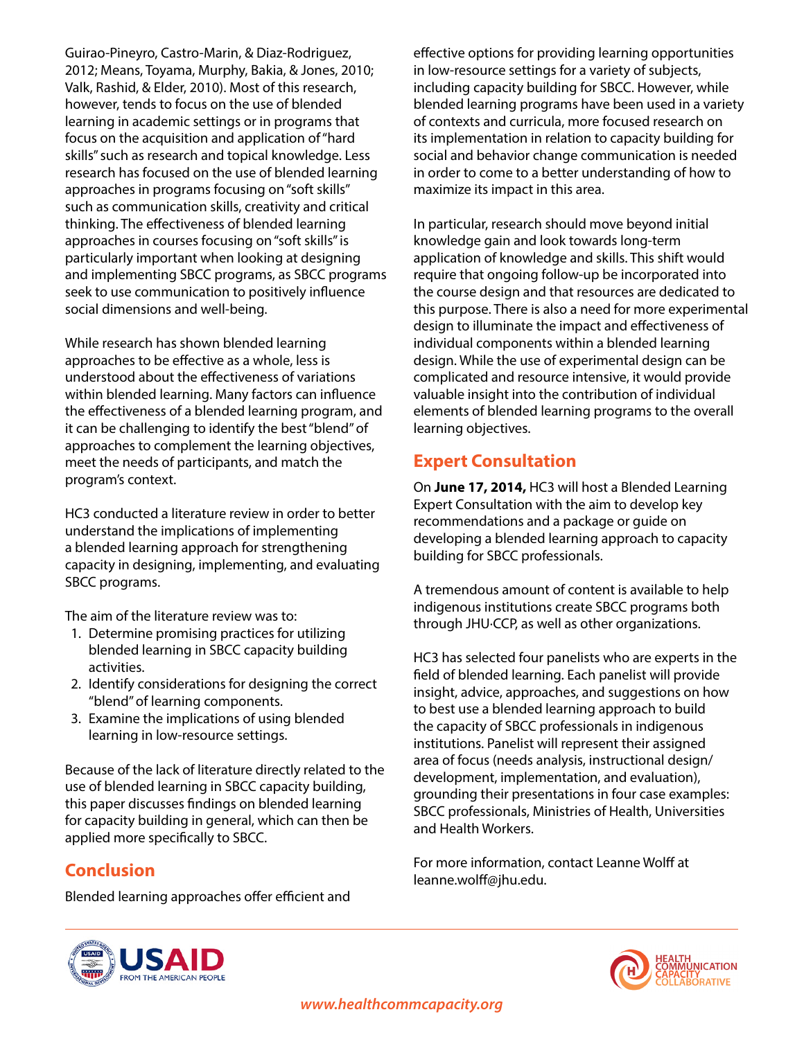Guirao-Pineyro, Castro-Marin, & Diaz-Rodriguez, 2012; Means, Toyama, Murphy, Bakia, & Jones, 2010; Valk, Rashid, & Elder, 2010). Most of this research, however, tends to focus on the use of blended learning in academic settings or in programs that focus on the acquisition and application of "hard skills" such as research and topical knowledge. Less research has focused on the use of blended learning approaches in programs focusing on "soft skills" such as communication skills, creativity and critical thinking. The effectiveness of blended learning approaches in courses focusing on "soft skills" is particularly important when looking at designing and implementing SBCC programs, as SBCC programs seek to use communication to positively influence social dimensions and well-being.

While research has shown blended learning approaches to be effective as a whole, less is understood about the effectiveness of variations within blended learning. Many factors can influence the effectiveness of a blended learning program, and it can be challenging to identify the best "blend" of approaches to complement the learning objectives, meet the needs of participants, and match the program's context.

HC3 conducted a literature review in order to better understand the implications of implementing a blended learning approach for strengthening capacity in designing, implementing, and evaluating SBCC programs.

The aim of the literature review was to:

1. Determine promising practices for utilizing blended learning in SBCC capacity building activities.
2. Identify considerations for designing the correct "blend" of learning components.
3. Examine the implications of using blended learning in low-resource settings.

Because of the lack of literature directly related to the use of blended learning in SBCC capacity building, this paper discusses findings on blended learning for capacity building in general, which can then be applied more specifically to SBCC.

## Conclusion

Blended learning approaches offer efficient and effective options for providing learning opportunities in low-resource settings for a variety of subjects, including capacity building for SBCC. However, while blended learning programs have been used in a variety of contexts and curricula, more focused research on its implementation in relation to capacity building for social and behavior change communication is needed in order to come to a better understanding of how to maximize its impact in this area.

In particular, research should move beyond initial knowledge gain and look towards long-term application of knowledge and skills. This shift would require that ongoing follow-up be incorporated into the course design and that resources are dedicated to this purpose. There is also a need for more experimental design to illuminate the impact and effectiveness of individual components within a blended learning design. While the use of experimental design can be complicated and resource intensive, it would provide valuable insight into the contribution of individual elements of blended learning programs to the overall learning objectives.

## Expert Consultation

On **June 17, 2014,** HC3 will host a Blended Learning Expert Consultation with the aim to develop key recommendations and a package or guide on developing a blended learning approach to capacity building for SBCC professionals.

A tremendous amount of content is available to help indigenous institutions create SBCC programs both through JHU·CCP, as well as other organizations.

HC3 has selected four panelists who are experts in the field of blended learning. Each panelist will provide insight, advice, approaches, and suggestions on how to best use a blended learning approach to build the capacity of SBCC professionals in indigenous institutions. Panelist will represent their assigned area of focus (needs analysis, instructional design/development, implementation, and evaluation), grounding their presentations in four case examples: SBCC professionals, Ministries of Health, Universities and Health Workers.

For more information, contact Leanne Wolff at leanne.wolff@jhu.edu.

USAID FROM THE AMERICAN PEOPLE

HEALTH COMMUNICATION CAPACITY COLLABORATIVE

www.healthcommcapacity.org